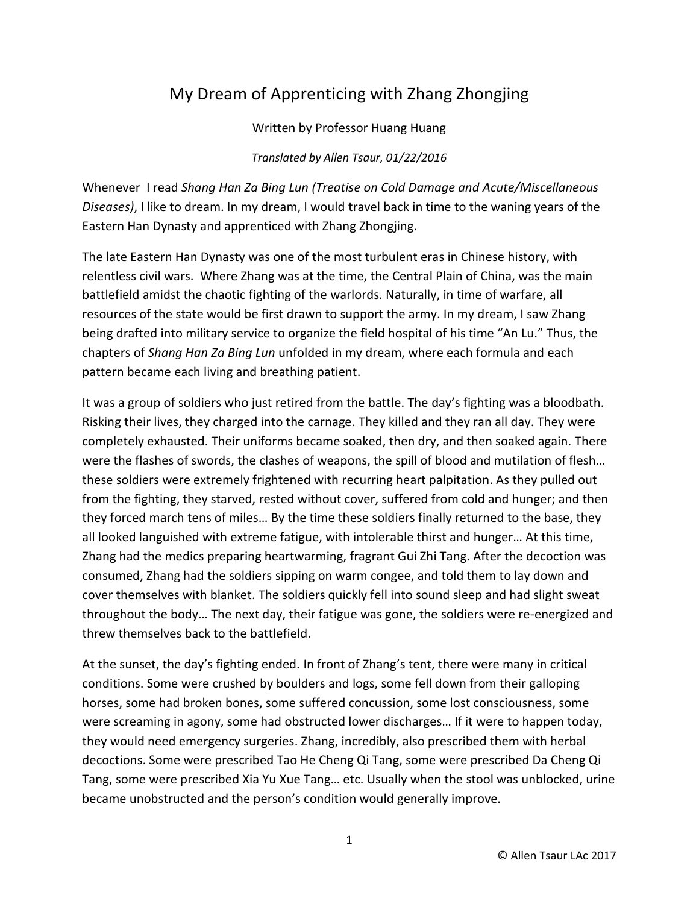# My Dream of Apprenticing with Zhang Zhongjing

Written by Professor Huang Huang

*Translated by Allen Tsaur, 01/22/2016*

Whenever I read *Shang Han Za Bing Lun (Treatise on Cold Damage and Acute/Miscellaneous Diseases)*, I like to dream. In my dream, I would travel back in time to the waning years of the Eastern Han Dynasty and apprenticed with Zhang Zhongjing.

The late Eastern Han Dynasty was one of the most turbulent eras in Chinese history, with relentless civil wars. Where Zhang was at the time, the Central Plain of China, was the main battlefield amidst the chaotic fighting of the warlords. Naturally, in time of warfare, all resources of the state would be first drawn to support the army. In my dream, I saw Zhang being drafted into military service to organize the field hospital of his time "An Lu." Thus, the chapters of *Shang Han Za Bing Lun* unfolded in my dream, where each formula and each pattern became each living and breathing patient.

It was a group of soldiers who just retired from the battle. The day's fighting was a bloodbath. Risking their lives, they charged into the carnage. They killed and they ran all day. They were completely exhausted. Their uniforms became soaked, then dry, and then soaked again. There were the flashes of swords, the clashes of weapons, the spill of blood and mutilation of flesh… these soldiers were extremely frightened with recurring heart palpitation. As they pulled out from the fighting, they starved, rested without cover, suffered from cold and hunger; and then they forced march tens of miles… By the time these soldiers finally returned to the base, they all looked languished with extreme fatigue, with intolerable thirst and hunger… At this time, Zhang had the medics preparing heartwarming, fragrant Gui Zhi Tang. After the decoction was consumed, Zhang had the soldiers sipping on warm congee, and told them to lay down and cover themselves with blanket. The soldiers quickly fell into sound sleep and had slight sweat throughout the body… The next day, their fatigue was gone, the soldiers were re-energized and threw themselves back to the battlefield.

At the sunset, the day's fighting ended. In front of Zhang's tent, there were many in critical conditions. Some were crushed by boulders and logs, some fell down from their galloping horses, some had broken bones, some suffered concussion, some lost consciousness, some were screaming in agony, some had obstructed lower discharges… If it were to happen today, they would need emergency surgeries. Zhang, incredibly, also prescribed them with herbal decoctions. Some were prescribed Tao He Cheng Qi Tang, some were prescribed Da Cheng Qi Tang, some were prescribed Xia Yu Xue Tang… etc. Usually when the stool was unblocked, urine became unobstructed and the person's condition would generally improve.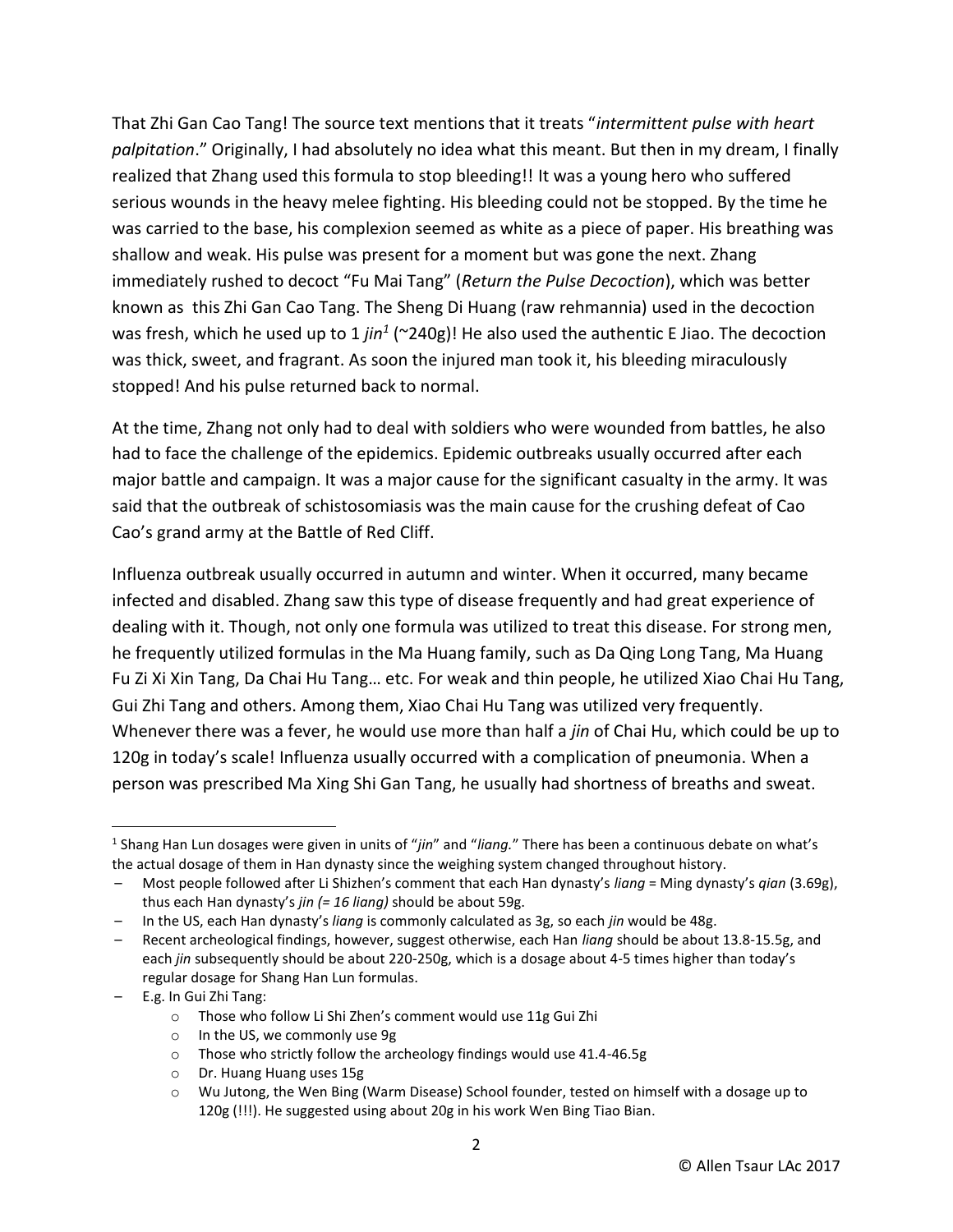That Zhi Gan Cao Tang! The source text mentions that it treats "*intermittent pulse with heart palpitation*." Originally, I had absolutely no idea what this meant. But then in my dream, I finally realized that Zhang used this formula to stop bleeding!! It was a young hero who suffered serious wounds in the heavy melee fighting. His bleeding could not be stopped. By the time he was carried to the base, his complexion seemed as white as a piece of paper. His breathing was shallow and weak. His pulse was present for a moment but was gone the next. Zhang immediately rushed to decoct "Fu Mai Tang" (*Return the Pulse Decoction*), which was better known as  this Zhi Gan Cao Tang. The Sheng Di Huang (raw rehmannia) used in the decoction was fresh, which he used up to 1 *jin*[1] (~240g)! He also used the authentic E Jiao. The decoction was thick, sweet, and fragrant. As soon the injured man took it, his bleeding miraculously stopped! And his pulse returned back to normal.

At the time, Zhang not only had to deal with soldiers who were wounded from battles, he also had to face the challenge of the epidemics. Epidemic outbreaks usually occurred after each major battle and campaign. It was a major cause for the significant casualty in the army. It was said that the outbreak of schistosomiasis was the main cause for the crushing defeat of Cao Cao's grand army at the Battle of Red Cliff.

Influenza outbreak usually occurred in autumn and winter. When it occurred, many became infected and disabled. Zhang saw this type of disease frequently and had great experience of dealing with it. Though, not only one formula was utilized to treat this disease. For strong men, he frequently utilized formulas in the Ma Huang family, such as Da Qing Long Tang, Ma Huang Fu Zi Xi Xin Tang, Da Chai Hu Tang… etc. For weak and thin people, he utilized Xiao Chai Hu Tang, Gui Zhi Tang and others. Among them, Xiao Chai Hu Tang was utilized very frequently. Whenever there was a fever, he would use more than half a *jin* of Chai Hu, which could be up to 120g in today's scale! Influenza usually occurred with a complication of pneumonia. When a person was prescribed Ma Xing Shi Gan Tang, he usually had shortness of breaths and sweat.

---

[1] Shang Han Lun dosages were given in units of "*jin*" and "*liang*." There has been a continuous debate on what's the actual dosage of them in Han dynasty since the weighing system changed throughout history.

- Most people followed after Li Shizhen's comment that each Han dynasty's *liang* = Ming dynasty's *qian* (3.69g), thus each Han dynasty's *jin (= 16 liang)* should be about 59g.
- In the US, each Han dynasty's *liang* is commonly calculated as 3g, so each *jin* would be 48g.
- Recent archeological findings, however, suggest otherwise, each Han *liang* should be about 13.8-15.5g, and each *jin* subsequently should be about 220-250g, which is a dosage about 4-5 times higher than today's regular dosage for Shang Han Lun formulas.
- E.g. In Gui Zhi Tang:
  - Those who follow Li Shi Zhen's comment would use 11g Gui Zhi
  - In the US, we commonly use 9g
  - Those who strictly follow the archeology findings would use 41.4-46.5g
  - Dr. Huang Huang uses 15g
  - Wu Jutong, the Wen Bing (Warm Disease) School founder, tested on himself with a dosage up to 120g (!!!). He suggested using about 20g in his work Wen Bing Tiao Bian.

© Allen Tsaur LAc 2017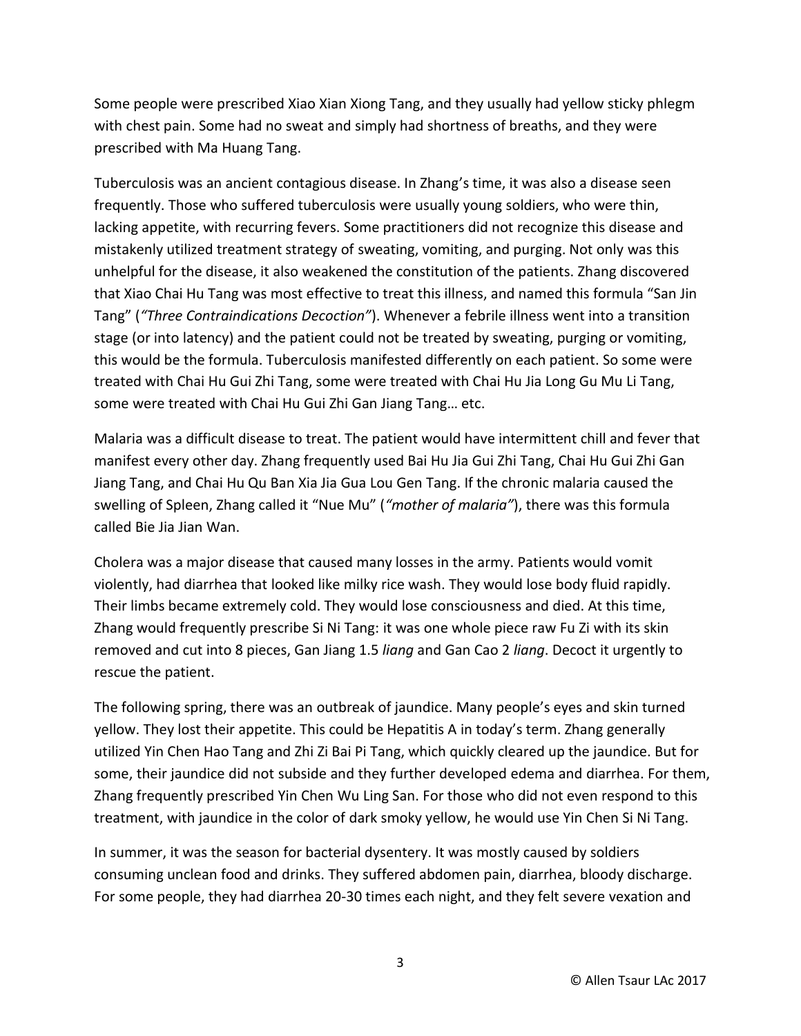Some people were prescribed Xiao Xian Xiong Tang, and they usually had yellow sticky phlegm with chest pain. Some had no sweat and simply had shortness of breaths, and they were prescribed with Ma Huang Tang.

Tuberculosis was an ancient contagious disease. In Zhang's time, it was also a disease seen frequently. Those who suffered tuberculosis were usually young soldiers, who were thin, lacking appetite, with recurring fevers. Some practitioners did not recognize this disease and mistakenly utilized treatment strategy of sweating, vomiting, and purging. Not only was this unhelpful for the disease, it also weakened the constitution of the patients. Zhang discovered that Xiao Chai Hu Tang was most effective to treat this illness, and named this formula "San Jin Tang" (*"Three Contraindications Decoction"*). Whenever a febrile illness went into a transition stage (or into latency) and the patient could not be treated by sweating, purging or vomiting, this would be the formula. Tuberculosis manifested differently on each patient. So some were treated with Chai Hu Gui Zhi Tang, some were treated with Chai Hu Jia Long Gu Mu Li Tang, some were treated with Chai Hu Gui Zhi Gan Jiang Tang… etc.

Malaria was a difficult disease to treat. The patient would have intermittent chill and fever that manifest every other day. Zhang frequently used Bai Hu Jia Gui Zhi Tang, Chai Hu Gui Zhi Gan Jiang Tang, and Chai Hu Qu Ban Xia Jia Gua Lou Gen Tang. If the chronic malaria caused the swelling of Spleen, Zhang called it "Nue Mu" (*"mother of malaria"*), there was this formula called Bie Jia Jian Wan.

Cholera was a major disease that caused many losses in the army. Patients would vomit violently, had diarrhea that looked like milky rice wash. They would lose body fluid rapidly. Their limbs became extremely cold. They would lose consciousness and died. At this time, Zhang would frequently prescribe Si Ni Tang: it was one whole piece raw Fu Zi with its skin removed and cut into 8 pieces, Gan Jiang 1.5 *liang* and Gan Cao 2 *liang*. Decoct it urgently to rescue the patient.

The following spring, there was an outbreak of jaundice. Many people's eyes and skin turned yellow. They lost their appetite. This could be Hepatitis A in today's term. Zhang generally utilized Yin Chen Hao Tang and Zhi Zi Bai Pi Tang, which quickly cleared up the jaundice. But for some, their jaundice did not subside and they further developed edema and diarrhea. For them, Zhang frequently prescribed Yin Chen Wu Ling San. For those who did not even respond to this treatment, with jaundice in the color of dark smoky yellow, he would use Yin Chen Si Ni Tang.

In summer, it was the season for bacterial dysentery. It was mostly caused by soldiers consuming unclean food and drinks. They suffered abdomen pain, diarrhea, bloody discharge. For some people, they had diarrhea 20-30 times each night, and they felt severe vexation and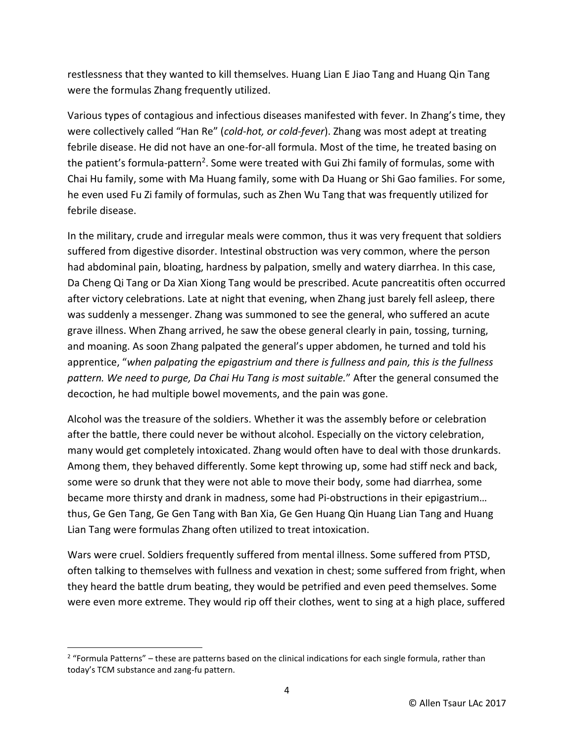restlessness that they wanted to kill themselves. Huang Lian E Jiao Tang and Huang Qin Tang were the formulas Zhang frequently utilized.

Various types of contagious and infectious diseases manifested with fever. In Zhang's time, they were collectively called "Han Re" (*cold-hot, or cold-fever*). Zhang was most adept at treating febrile disease. He did not have an one-for-all formula. Most of the time, he treated basing on the patient's formula-pattern[2]. Some were treated with Gui Zhi family of formulas, some with Chai Hu family, some with Ma Huang family, some with Da Huang or Shi Gao families. For some, he even used Fu Zi family of formulas, such as Zhen Wu Tang that was frequently utilized for febrile disease.

In the military, crude and irregular meals were common, thus it was very frequent that soldiers suffered from digestive disorder. Intestinal obstruction was very common, where the person had abdominal pain, bloating, hardness by palpation, smelly and watery diarrhea. In this case, Da Cheng Qi Tang or Da Xian Xiong Tang would be prescribed. Acute pancreatitis often occurred after victory celebrations. Late at night that evening, when Zhang just barely fell asleep, there was suddenly a messenger. Zhang was summoned to see the general, who suffered an acute grave illness. When Zhang arrived, he saw the obese general clearly in pain, tossing, turning, and moaning. As soon Zhang palpated the general's upper abdomen, he turned and told his apprentice, "*when palpating the epigastrium and there is fullness and pain, this is the fullness pattern. We need to purge, Da Chai Hu Tang is most suitable.*" After the general consumed the decoction, he had multiple bowel movements, and the pain was gone.

Alcohol was the treasure of the soldiers. Whether it was the assembly before or celebration after the battle, there could never be without alcohol. Especially on the victory celebration, many would get completely intoxicated. Zhang would often have to deal with those drunkards. Among them, they behaved differently. Some kept throwing up, some had stiff neck and back, some were so drunk that they were not able to move their body, some had diarrhea, some became more thirsty and drank in madness, some had Pi-obstructions in their epigastrium… thus, Ge Gen Tang, Ge Gen Tang with Ban Xia, Ge Gen Huang Qin Huang Lian Tang and Huang Lian Tang were formulas Zhang often utilized to treat intoxication.

Wars were cruel. Soldiers frequently suffered from mental illness. Some suffered from PTSD, often talking to themselves with fullness and vexation in chest; some suffered from fright, when they heard the battle drum beating, they would be petrified and even peed themselves. Some were even more extreme. They would rip off their clothes, went to sing at a high place, suffered

---

[2] "Formula Patterns" – these are patterns based on the clinical indications for each single formula, rather than today's TCM substance and zang-fu pattern.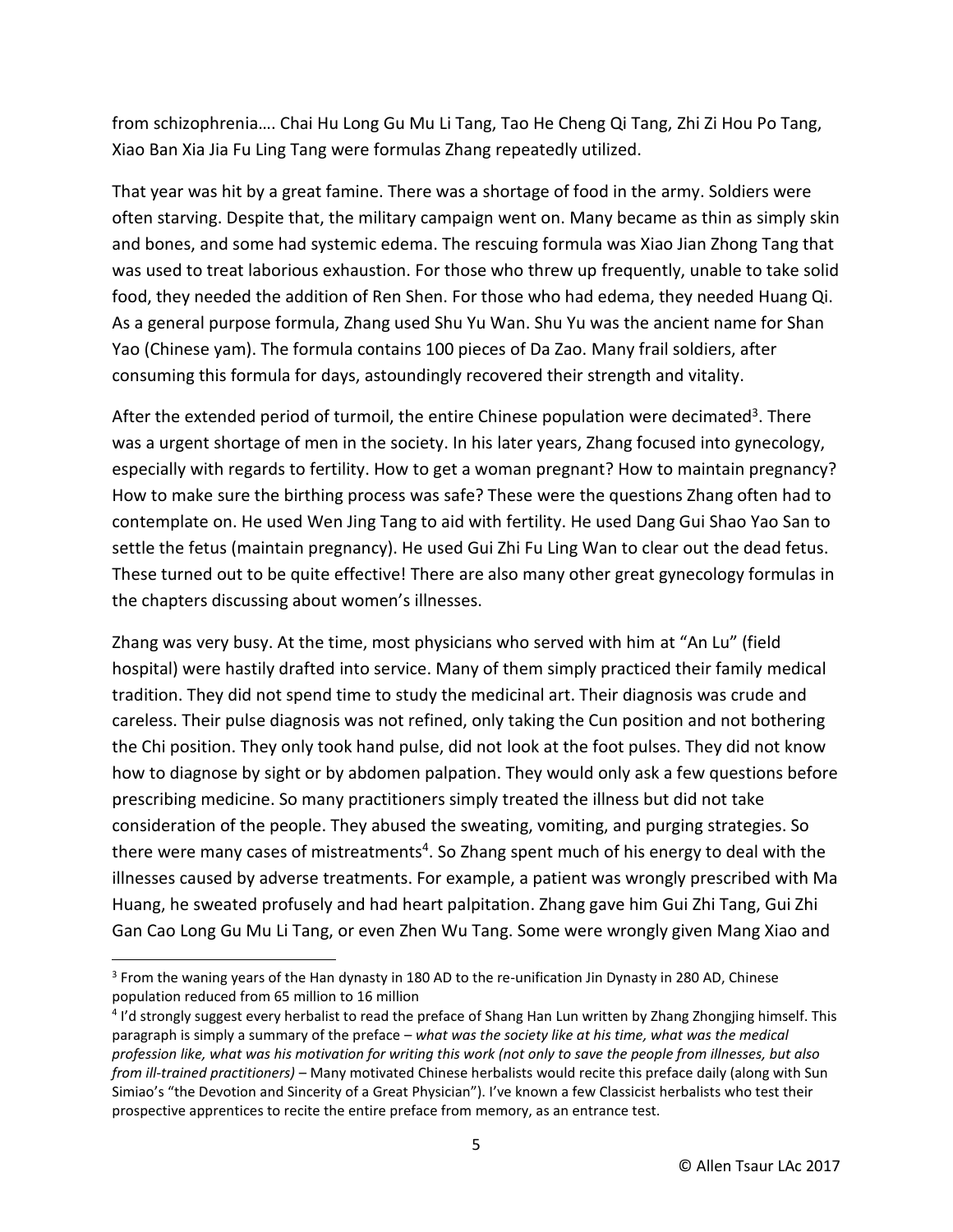from schizophrenia…. Chai Hu Long Gu Mu Li Tang, Tao He Cheng Qi Tang, Zhi Zi Hou Po Tang, Xiao Ban Xia Jia Fu Ling Tang were formulas Zhang repeatedly utilized.

That year was hit by a great famine. There was a shortage of food in the army. Soldiers were often starving. Despite that, the military campaign went on. Many became as thin as simply skin and bones, and some had systemic edema. The rescuing formula was Xiao Jian Zhong Tang that was used to treat laborious exhaustion. For those who threw up frequently, unable to take solid food, they needed the addition of Ren Shen. For those who had edema, they needed Huang Qi. As a general purpose formula, Zhang used Shu Yu Wan. Shu Yu was the ancient name for Shan Yao (Chinese yam). The formula contains 100 pieces of Da Zao. Many frail soldiers, after consuming this formula for days, astoundingly recovered their strength and vitality.

After the extended period of turmoil, the entire Chinese population were decimated[3]. There was a urgent shortage of men in the society. In his later years, Zhang focused into gynecology, especially with regards to fertility. How to get a woman pregnant? How to maintain pregnancy? How to make sure the birthing process was safe? These were the questions Zhang often had to contemplate on. He used Wen Jing Tang to aid with fertility. He used Dang Gui Shao Yao San to settle the fetus (maintain pregnancy). He used Gui Zhi Fu Ling Wan to clear out the dead fetus. These turned out to be quite effective! There are also many other great gynecology formulas in the chapters discussing about women's illnesses.

Zhang was very busy. At the time, most physicians who served with him at "An Lu" (field hospital) were hastily drafted into service. Many of them simply practiced their family medical tradition. They did not spend time to study the medicinal art. Their diagnosis was crude and careless. Their pulse diagnosis was not refined, only taking the Cun position and not bothering the Chi position. They only took hand pulse, did not look at the foot pulses. They did not know how to diagnose by sight or by abdomen palpation. They would only ask a few questions before prescribing medicine. So many practitioners simply treated the illness but did not take consideration of the people. They abused the sweating, vomiting, and purging strategies. So there were many cases of mistreatments[4]. So Zhang spent much of his energy to deal with the illnesses caused by adverse treatments. For example, a patient was wrongly prescribed with Ma Huang, he sweated profusely and had heart palpitation. Zhang gave him Gui Zhi Tang, Gui Zhi Gan Cao Long Gu Mu Li Tang, or even Zhen Wu Tang. Some were wrongly given Mang Xiao and

---

[3] From the waning years of the Han dynasty in 180 AD to the re-unification Jin Dynasty in 280 AD, Chinese population reduced from 65 million to 16 million

[4] I'd strongly suggest every herbalist to read the preface of Shang Han Lun written by Zhang Zhongjing himself. This paragraph is simply a summary of the preface – *what was the society like at his time, what was the medical profession like, what was his motivation for writing this work (not only to save the people from illnesses, but also from ill-trained practitioners)* – Many motivated Chinese herbalists would recite this preface daily (along with Sun Simiao's "the Devotion and Sincerity of a Great Physician"). I've known a few Classicist herbalists who test their prospective apprentices to recite the entire preface from memory, as an entrance test.

© Allen Tsaur LAc 2017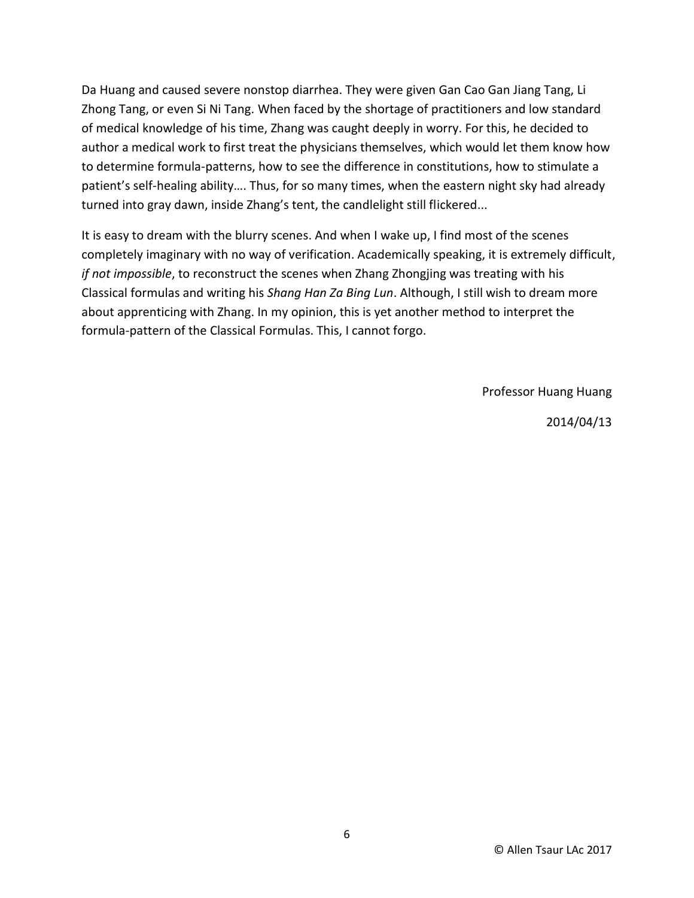Da Huang and caused severe nonstop diarrhea. They were given Gan Cao Gan Jiang Tang, Li Zhong Tang, or even Si Ni Tang. When faced by the shortage of practitioners and low standard of medical knowledge of his time, Zhang was caught deeply in worry. For this, he decided to author a medical work to first treat the physicians themselves, which would let them know how to determine formula-patterns, how to see the difference in constitutions, how to stimulate a patient's self-healing ability…. Thus, for so many times, when the eastern night sky had already turned into gray dawn, inside Zhang's tent, the candlelight still flickered...

It is easy to dream with the blurry scenes. And when I wake up, I find most of the scenes completely imaginary with no way of verification. Academically speaking, it is extremely difficult, *if not impossible*, to reconstruct the scenes when Zhang Zhongjing was treating with his Classical formulas and writing his *Shang Han Za Bing Lun*. Although, I still wish to dream more about apprenticing with Zhang. In my opinion, this is yet another method to interpret the formula-pattern of the Classical Formulas. This, I cannot forgo.

Professor Huang Huang

2014/04/13

© Allen Tsaur LAc 2017